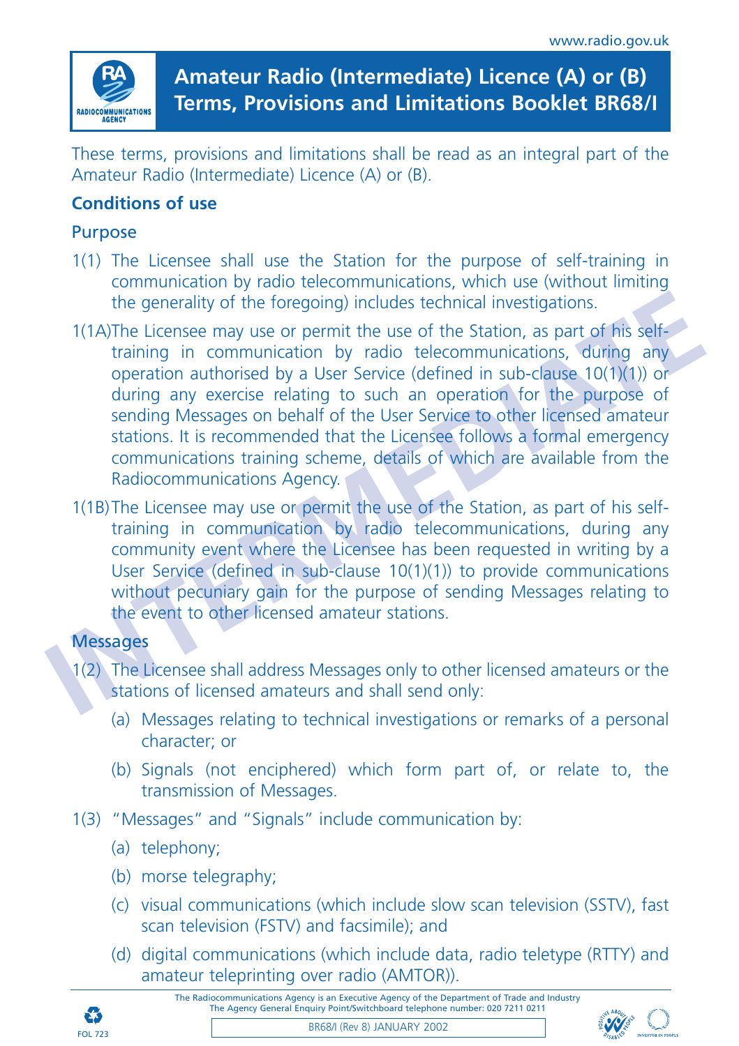# Amateur Radio (Intermediate) Licence (A) or (B) Terms, Provisions and Limitations Booklet BR68/I

These terms, provisions and limitations shall be read as an integral part of the Amateur Radio (Intermediate) Licence (A) or (B).

## Conditions of use

### Purpose

1(1) The Licensee shall use the Station for the purpose of self-training in communication by radio telecommunications, which use (without limiting the generality of the foregoing) includes technical investigations.

1(1A) The Licensee may use or permit the use of the Station, as part of his self-training in communication by radio telecommunications, during any operation authorised by a User Service (defined in sub-clause 10(1)(1)) or during any exercise relating to such an operation for the purpose of sending Messages on behalf of the User Service to other licensed amateur stations. It is recommended that the Licensee follows a formal emergency communications training scheme, details of which are available from the Radiocommunications Agency.

1(1B) The Licensee may use or permit the use of the Station, as part of his self-training in communication by radio telecommunications, during any community event where the Licensee has been requested in writing by a User Service (defined in sub-clause 10(1)(1)) to provide communications without pecuniary gain for the purpose of sending Messages relating to the event to other licensed amateur stations.

### Messages

1(2) The Licensee shall address Messages only to other licensed amateurs or the stations of licensed amateurs and shall send only:

- (a) Messages relating to technical investigations or remarks of a personal character; or
- (b) Signals (not enciphered) which form part of, or relate to, the transmission of Messages.

1(3) "Messages" and "Signals" include communication by:

- (a) telephony;
- (b) morse telegraphy;
- (c) visual communications (which include slow scan television (SSTV), fast scan television (FSTV) and facsimile); and
- (d) digital communications (which include data, radio teletype (RTTY) and amateur teleprinting over radio (AMTOR)).

The Radiocommunications Agency is an Executive Agency of the Department of Trade and Industry
The Agency General Enquiry Point/Switchboard telephone number: 020 7211 0211

BR68/I (Rev 8) JANUARY 2002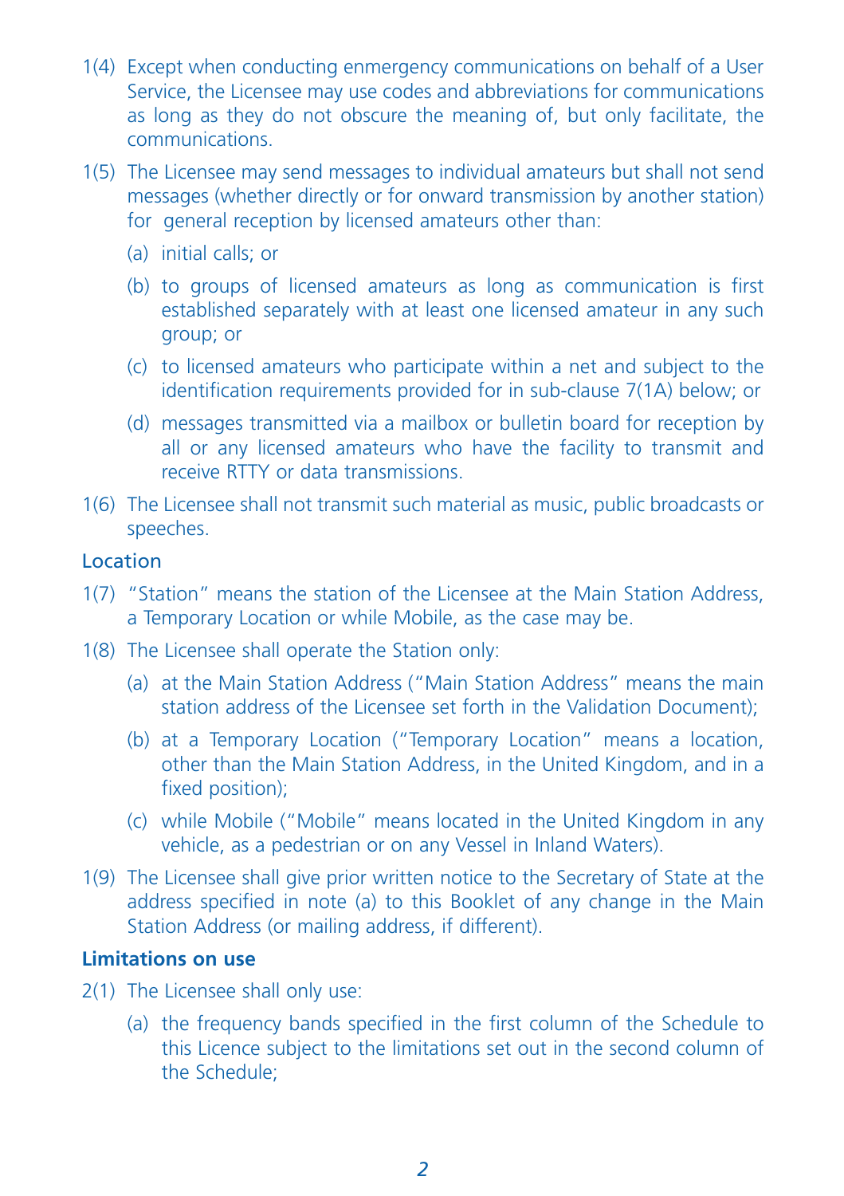1(4) Except when conducting enmergency communications on behalf of a User Service, the Licensee may use codes and abbreviations for communications as long as they do not obscure the meaning of, but only facilitate, the communications.

1(5) The Licensee may send messages to individual amateurs but shall not send messages (whether directly or for onward transmission by another station) for general reception by licensed amateurs other than:

(a) initial calls; or

(b) to groups of licensed amateurs as long as communication is first established separately with at least one licensed amateur in any such group; or

(c) to licensed amateurs who participate within a net and subject to the identification requirements provided for in sub-clause 7(1A) below; or

(d) messages transmitted via a mailbox or bulletin board for reception by all or any licensed amateurs who have the facility to transmit and receive RTTY or data transmissions.

1(6) The Licensee shall not transmit such material as music, public broadcasts or speeches.

### Location

1(7) "Station" means the station of the Licensee at the Main Station Address, a Temporary Location or while Mobile, as the case may be.

1(8) The Licensee shall operate the Station only:

(a) at the Main Station Address ("Main Station Address" means the main station address of the Licensee set forth in the Validation Document);

(b) at a Temporary Location ("Temporary Location" means a location, other than the Main Station Address, in the United Kingdom, and in a fixed position);

(c) while Mobile ("Mobile" means located in the United Kingdom in any vehicle, as a pedestrian or on any Vessel in Inland Waters).

1(9) The Licensee shall give prior written notice to the Secretary of State at the address specified in note (a) to this Booklet of any change in the Main Station Address (or mailing address, if different).

### Limitations on use

2(1) The Licensee shall only use:

(a) the frequency bands specified in the first column of the Schedule to this Licence subject to the limitations set out in the second column of the Schedule;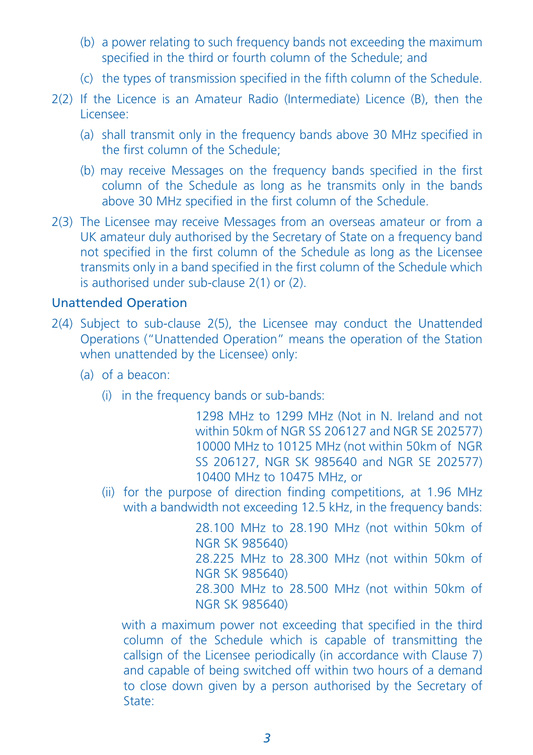(b) a power relating to such frequency bands not exceeding the maximum specified in the third or fourth column of the Schedule; and

(c) the types of transmission specified in the fifth column of the Schedule.

2(2) If the Licence is an Amateur Radio (Intermediate) Licence (B), then the Licensee:

(a) shall transmit only in the frequency bands above 30 MHz specified in the first column of the Schedule;

(b) may receive Messages on the frequency bands specified in the first column of the Schedule as long as he transmits only in the bands above 30 MHz specified in the first column of the Schedule.

2(3) The Licensee may receive Messages from an overseas amateur or from a UK amateur duly authorised by the Secretary of State on a frequency band not specified in the first column of the Schedule as long as the Licensee transmits only in a band specified in the first column of the Schedule which is authorised under sub-clause 2(1) or (2).

## Unattended Operation

2(4) Subject to sub-clause 2(5), the Licensee may conduct the Unattended Operations ("Unattended Operation" means the operation of the Station when unattended by the Licensee) only:

(a) of a beacon:

(i) in the frequency bands or sub-bands:

1298 MHz to 1299 MHz (Not in N. Ireland and not within 50km of NGR SS 206127 and NGR SE 202577)
10000 MHz to 10125 MHz (not within 50km of NGR SS 206127, NGR SK 985640 and NGR SE 202577)
10400 MHz to 10475 MHz, or

(ii) for the purpose of direction finding competitions, at 1.96 MHz with a bandwidth not exceeding 12.5 kHz, in the frequency bands:

28.100 MHz to 28.190 MHz (not within 50km of NGR SK 985640)
28.225 MHz to 28.300 MHz (not within 50km of NGR SK 985640)
28.300 MHz to 28.500 MHz (not within 50km of NGR SK 985640)

with a maximum power not exceeding that specified in the third column of the Schedule which is capable of transmitting the callsign of the Licensee periodically (in accordance with Clause 7) and capable of being switched off within two hours of a demand to close down given by a person authorised by the Secretary of State: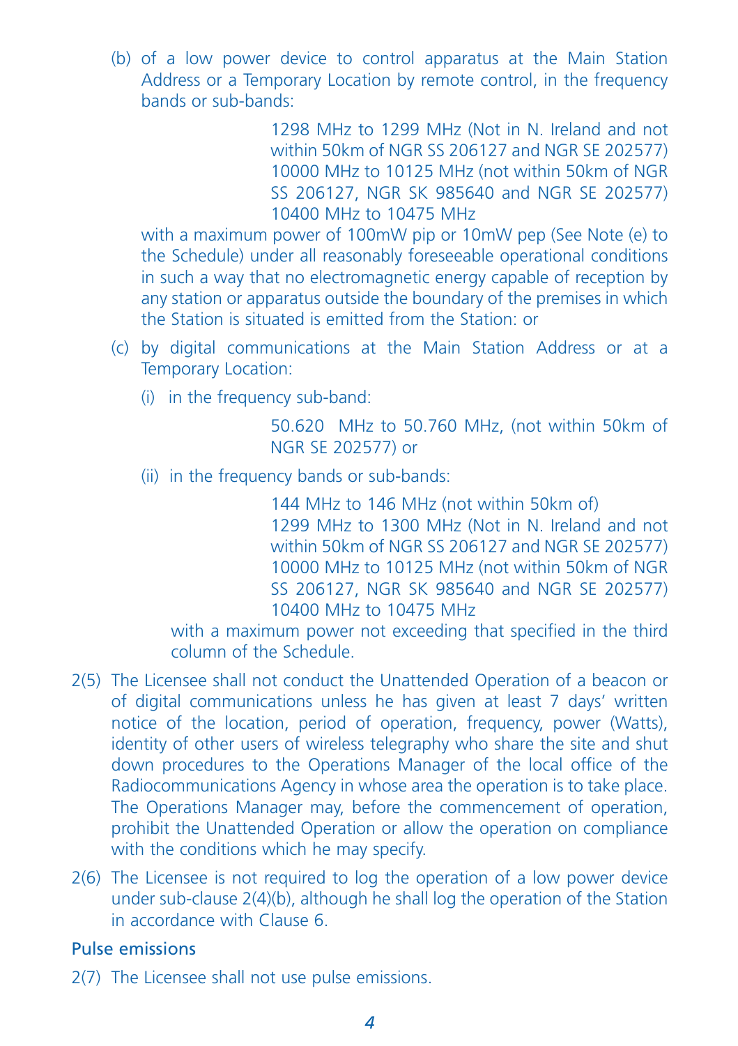(b) of a low power device to control apparatus at the Main Station Address or a Temporary Location by remote control, in the frequency bands or sub-bands:

> 1298 MHz to 1299 MHz (Not in N. Ireland and not within 50km of NGR SS 206127 and NGR SE 202577)
> 10000 MHz to 10125 MHz (not within 50km of NGR SS 206127, NGR SK 985640 and NGR SE 202577)
> 10400 MHz to 10475 MHz

with a maximum power of 100mW pip or 10mW pep (See Note (e) to the Schedule) under all reasonably foreseeable operational conditions in such a way that no electromagnetic energy capable of reception by any station or apparatus outside the boundary of the premises in which the Station is situated is emitted from the Station: or

(c) by digital communications at the Main Station Address or at a Temporary Location:

(i) in the frequency sub-band:

> 50.620 MHz to 50.760 MHz, (not within 50km of NGR SE 202577) or

(ii) in the frequency bands or sub-bands:

> 144 MHz to 146 MHz (not within 50km of)
> 1299 MHz to 1300 MHz (Not in N. Ireland and not within 50km of NGR SS 206127 and NGR SE 202577)
> 10000 MHz to 10125 MHz (not within 50km of NGR SS 206127, NGR SK 985640 and NGR SE 202577)
> 10400 MHz to 10475 MHz

with a maximum power not exceeding that specified in the third column of the Schedule.

2(5) The Licensee shall not conduct the Unattended Operation of a beacon or of digital communications unless he has given at least 7 days' written notice of the location, period of operation, frequency, power (Watts), identity of other users of wireless telegraphy who share the site and shut down procedures to the Operations Manager of the local office of the Radiocommunications Agency in whose area the operation is to take place. The Operations Manager may, before the commencement of operation, prohibit the Unattended Operation or allow the operation on compliance with the conditions which he may specify.

2(6) The Licensee is not required to log the operation of a low power device under sub-clause 2(4)(b), although he shall log the operation of the Station in accordance with Clause 6.

### Pulse emissions

2(7) The Licensee shall not use pulse emissions.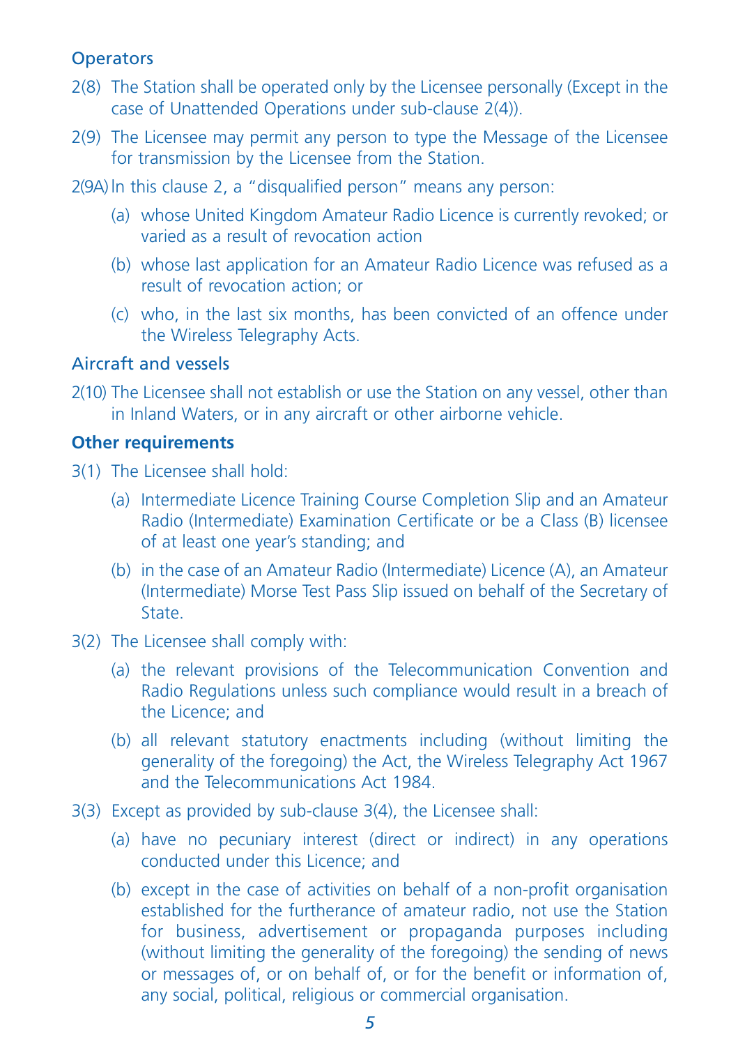### Operators

2(8) The Station shall be operated only by the Licensee personally (Except in the case of Unattended Operations under sub-clause 2(4)).

2(9) The Licensee may permit any person to type the Message of the Licensee for transmission by the Licensee from the Station.

2(9A) In this clause 2, a "disqualified person" means any person:

(a) whose United Kingdom Amateur Radio Licence is currently revoked; or varied as a result of revocation action

(b) whose last application for an Amateur Radio Licence was refused as a result of revocation action; or

(c) who, in the last six months, has been convicted of an offence under the Wireless Telegraphy Acts.

### Aircraft and vessels

2(10) The Licensee shall not establish or use the Station on any vessel, other than in Inland Waters, or in any aircraft or other airborne vehicle.

### **Other requirements**

3(1) The Licensee shall hold:

(a) Intermediate Licence Training Course Completion Slip and an Amateur Radio (Intermediate) Examination Certificate or be a Class (B) licensee of at least one year's standing; and

(b) in the case of an Amateur Radio (Intermediate) Licence (A), an Amateur (Intermediate) Morse Test Pass Slip issued on behalf of the Secretary of State.

3(2) The Licensee shall comply with:

(a) the relevant provisions of the Telecommunication Convention and Radio Regulations unless such compliance would result in a breach of the Licence; and

(b) all relevant statutory enactments including (without limiting the generality of the foregoing) the Act, the Wireless Telegraphy Act 1967 and the Telecommunications Act 1984.

3(3) Except as provided by sub-clause 3(4), the Licensee shall:

(a) have no pecuniary interest (direct or indirect) in any operations conducted under this Licence; and

(b) except in the case of activities on behalf of a non-profit organisation established for the furtherance of amateur radio, not use the Station for business, advertisement or propaganda purposes including (without limiting the generality of the foregoing) the sending of news or messages of, or on behalf of, or for the benefit or information of, any social, political, religious or commercial organisation.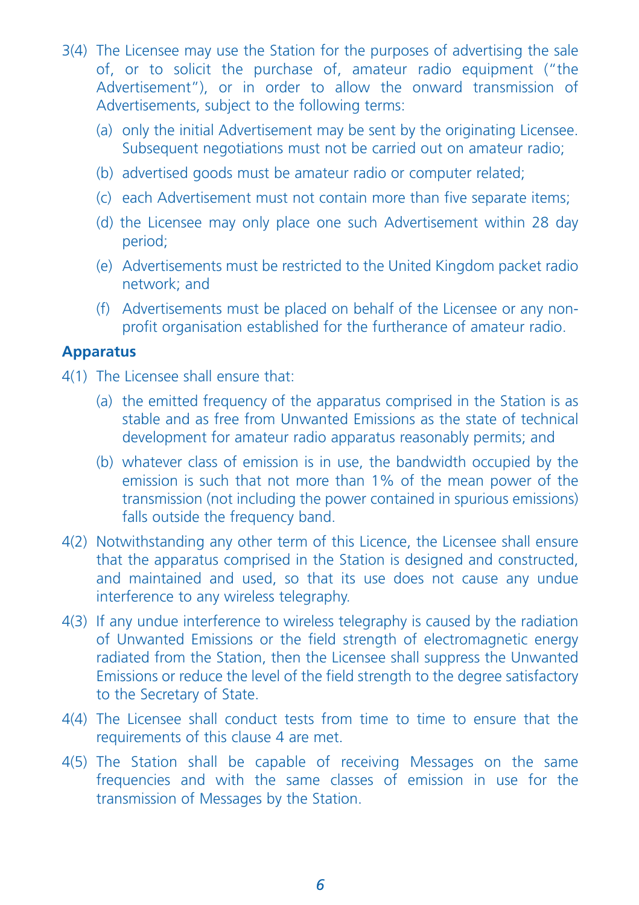3(4) The Licensee may use the Station for the purposes of advertising the sale of, or to solicit the purchase of, amateur radio equipment ("the Advertisement"), or in order to allow the onward transmission of Advertisements, subject to the following terms:

(a) only the initial Advertisement may be sent by the originating Licensee. Subsequent negotiations must not be carried out on amateur radio;

(b) advertised goods must be amateur radio or computer related;

(c) each Advertisement must not contain more than five separate items;

(d) the Licensee may only place one such Advertisement within 28 day period;

(e) Advertisements must be restricted to the United Kingdom packet radio network; and

(f) Advertisements must be placed on behalf of the Licensee or any non-profit organisation established for the furtherance of amateur radio.

### Apparatus

4(1) The Licensee shall ensure that:

(a) the emitted frequency of the apparatus comprised in the Station is as stable and as free from Unwanted Emissions as the state of technical development for amateur radio apparatus reasonably permits; and

(b) whatever class of emission is in use, the bandwidth occupied by the emission is such that not more than 1% of the mean power of the transmission (not including the power contained in spurious emissions) falls outside the frequency band.

4(2) Notwithstanding any other term of this Licence, the Licensee shall ensure that the apparatus comprised in the Station is designed and constructed, and maintained and used, so that its use does not cause any undue interference to any wireless telegraphy.

4(3) If any undue interference to wireless telegraphy is caused by the radiation of Unwanted Emissions or the field strength of electromagnetic energy radiated from the Station, then the Licensee shall suppress the Unwanted Emissions or reduce the level of the field strength to the degree satisfactory to the Secretary of State.

4(4) The Licensee shall conduct tests from time to time to ensure that the requirements of this clause 4 are met.

4(5) The Station shall be capable of receiving Messages on the same frequencies and with the same classes of emission in use for the transmission of Messages by the Station.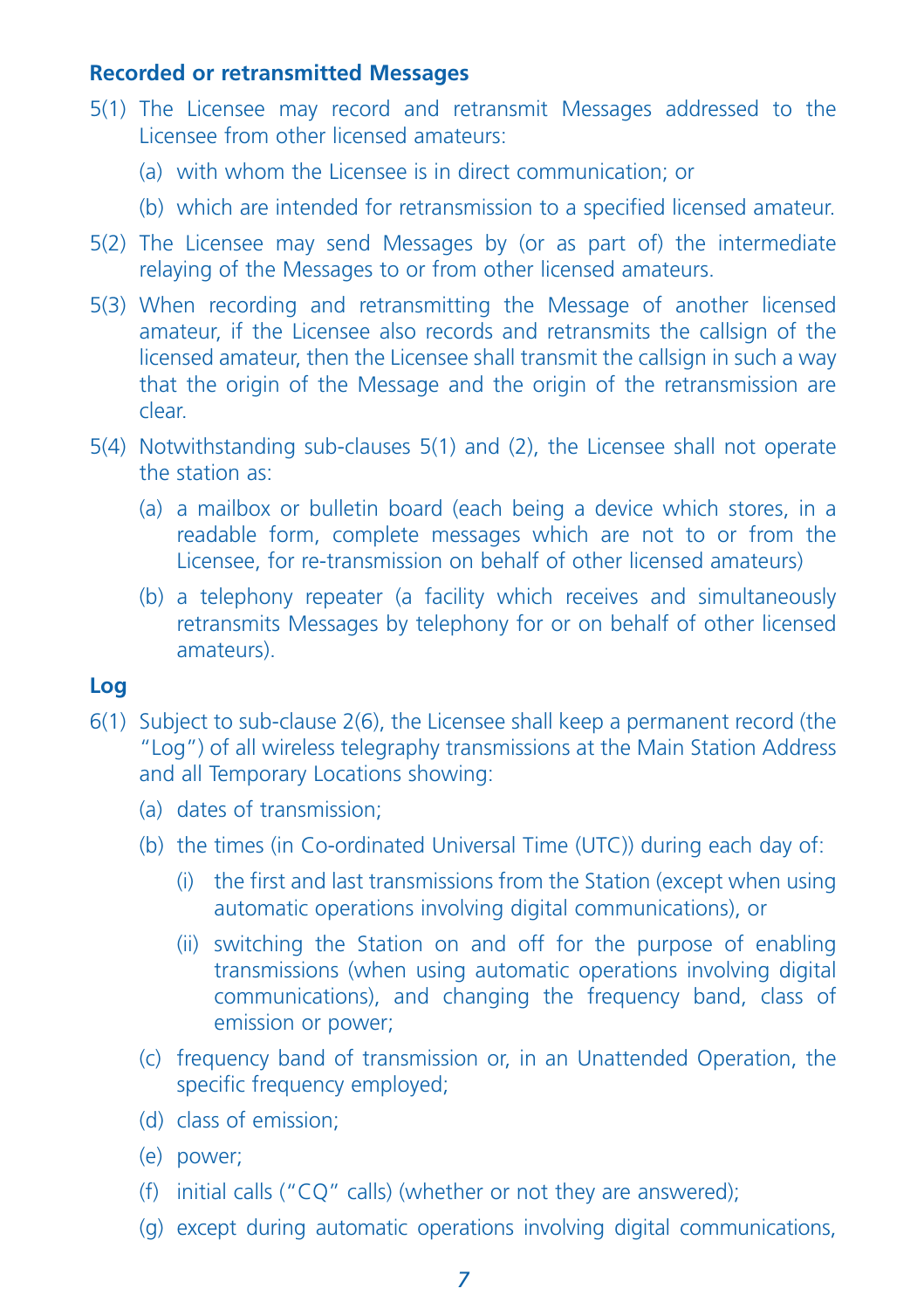### Recorded or retransmitted Messages

5(1) The Licensee may record and retransmit Messages addressed to the Licensee from other licensed amateurs:

- (a) with whom the Licensee is in direct communication; or
- (b) which are intended for retransmission to a specified licensed amateur.

5(2) The Licensee may send Messages by (or as part of) the intermediate relaying of the Messages to or from other licensed amateurs.

5(3) When recording and retransmitting the Message of another licensed amateur, if the Licensee also records and retransmits the callsign of the licensed amateur, then the Licensee shall transmit the callsign in such a way that the origin of the Message and the origin of the retransmission are clear.

5(4) Notwithstanding sub-clauses 5(1) and (2), the Licensee shall not operate the station as:

- (a) a mailbox or bulletin board (each being a device which stores, in a readable form, complete messages which are not to or from the Licensee, for re-transmission on behalf of other licensed amateurs)
- (b) a telephony repeater (a facility which receives and simultaneously retransmits Messages by telephony for or on behalf of other licensed amateurs).

### Log

6(1) Subject to sub-clause 2(6), the Licensee shall keep a permanent record (the "Log") of all wireless telegraphy transmissions at the Main Station Address and all Temporary Locations showing:

- (a) dates of transmission;
- (b) the times (in Co-ordinated Universal Time (UTC)) during each day of:
  - (i) the first and last transmissions from the Station (except when using automatic operations involving digital communications), or
  - (ii) switching the Station on and off for the purpose of enabling transmissions (when using automatic operations involving digital communications), and changing the frequency band, class of emission or power;
- (c) frequency band of transmission or, in an Unattended Operation, the specific frequency employed;
- (d) class of emission;
- (e) power;
- (f) initial calls ("CQ" calls) (whether or not they are answered);
- (g) except during automatic operations involving digital communications,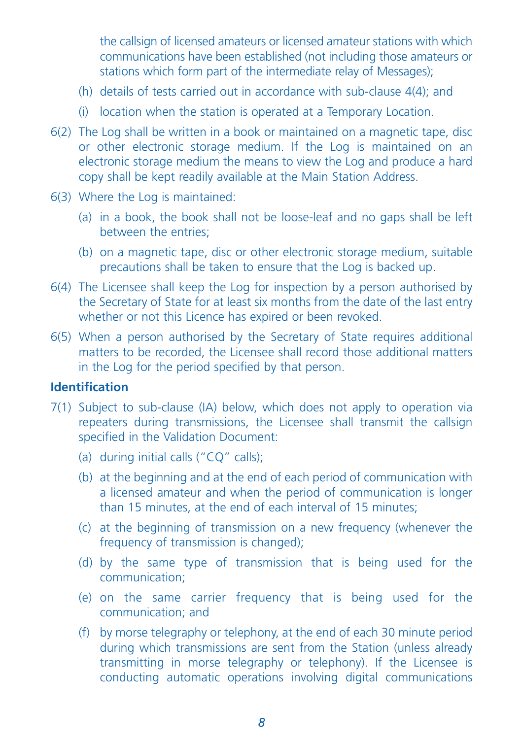the callsign of licensed amateurs or licensed amateur stations with which communications have been established (not including those amateurs or stations which form part of the intermediate relay of Messages);

(h) details of tests carried out in accordance with sub-clause 4(4); and

(i) location when the station is operated at a Temporary Location.

6(2) The Log shall be written in a book or maintained on a magnetic tape, disc or other electronic storage medium. If the Log is maintained on an electronic storage medium the means to view the Log and produce a hard copy shall be kept readily available at the Main Station Address.

6(3) Where the Log is maintained:

(a) in a book, the book shall not be loose-leaf and no gaps shall be left between the entries;

(b) on a magnetic tape, disc or other electronic storage medium, suitable precautions shall be taken to ensure that the Log is backed up.

6(4) The Licensee shall keep the Log for inspection by a person authorised by the Secretary of State for at least six months from the date of the last entry whether or not this Licence has expired or been revoked.

6(5) When a person authorised by the Secretary of State requires additional matters to be recorded, the Licensee shall record those additional matters in the Log for the period specified by that person.

### Identification

7(1) Subject to sub-clause (IA) below, which does not apply to operation via repeaters during transmissions, the Licensee shall transmit the callsign specified in the Validation Document:

(a) during initial calls ("CQ" calls);

(b) at the beginning and at the end of each period of communication with a licensed amateur and when the period of communication is longer than 15 minutes, at the end of each interval of 15 minutes;

(c) at the beginning of transmission on a new frequency (whenever the frequency of transmission is changed);

(d) by the same type of transmission that is being used for the communication;

(e) on the same carrier frequency that is being used for the communication; and

(f) by morse telegraphy or telephony, at the end of each 30 minute period during which transmissions are sent from the Station (unless already transmitting in morse telegraphy or telephony). If the Licensee is conducting automatic operations involving digital communications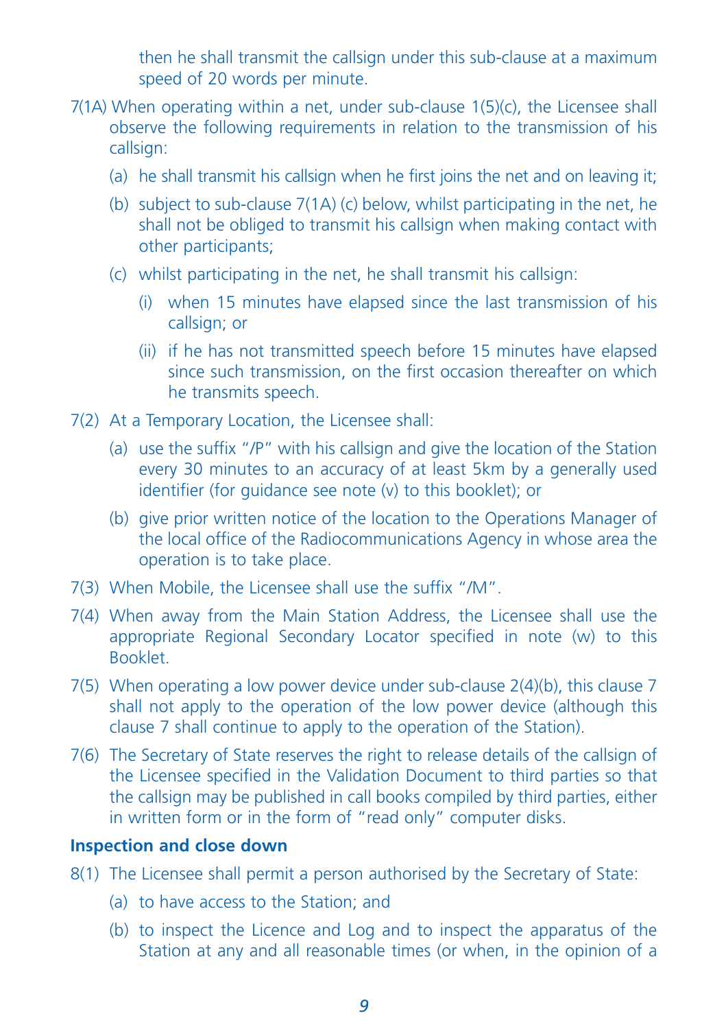then he shall transmit the callsign under this sub-clause at a maximum speed of 20 words per minute.

7(1A) When operating within a net, under sub-clause 1(5)(c), the Licensee shall observe the following requirements in relation to the transmission of his callsign:

(a) he shall transmit his callsign when he first joins the net and on leaving it;

(b) subject to sub-clause 7(1A) (c) below, whilst participating in the net, he shall not be obliged to transmit his callsign when making contact with other participants;

(c) whilst participating in the net, he shall transmit his callsign:

(i) when 15 minutes have elapsed since the last transmission of his callsign; or

(ii) if he has not transmitted speech before 15 minutes have elapsed since such transmission, on the first occasion thereafter on which he transmits speech.

7(2) At a Temporary Location, the Licensee shall:

(a) use the suffix "/P" with his callsign and give the location of the Station every 30 minutes to an accuracy of at least 5km by a generally used identifier (for guidance see note (v) to this booklet); or

(b) give prior written notice of the location to the Operations Manager of the local office of the Radiocommunications Agency in whose area the operation is to take place.

7(3) When Mobile, the Licensee shall use the suffix "/M".

7(4) When away from the Main Station Address, the Licensee shall use the appropriate Regional Secondary Locator specified in note (w) to this Booklet.

7(5) When operating a low power device under sub-clause 2(4)(b), this clause 7 shall not apply to the operation of the low power device (although this clause 7 shall continue to apply to the operation of the Station).

7(6) The Secretary of State reserves the right to release details of the callsign of the Licensee specified in the Validation Document to third parties so that the callsign may be published in call books compiled by third parties, either in written form or in the form of "read only" computer disks.

**Inspection and close down**

8(1) The Licensee shall permit a person authorised by the Secretary of State:

(a) to have access to the Station; and

(b) to inspect the Licence and Log and to inspect the apparatus of the Station at any and all reasonable times (or when, in the opinion of a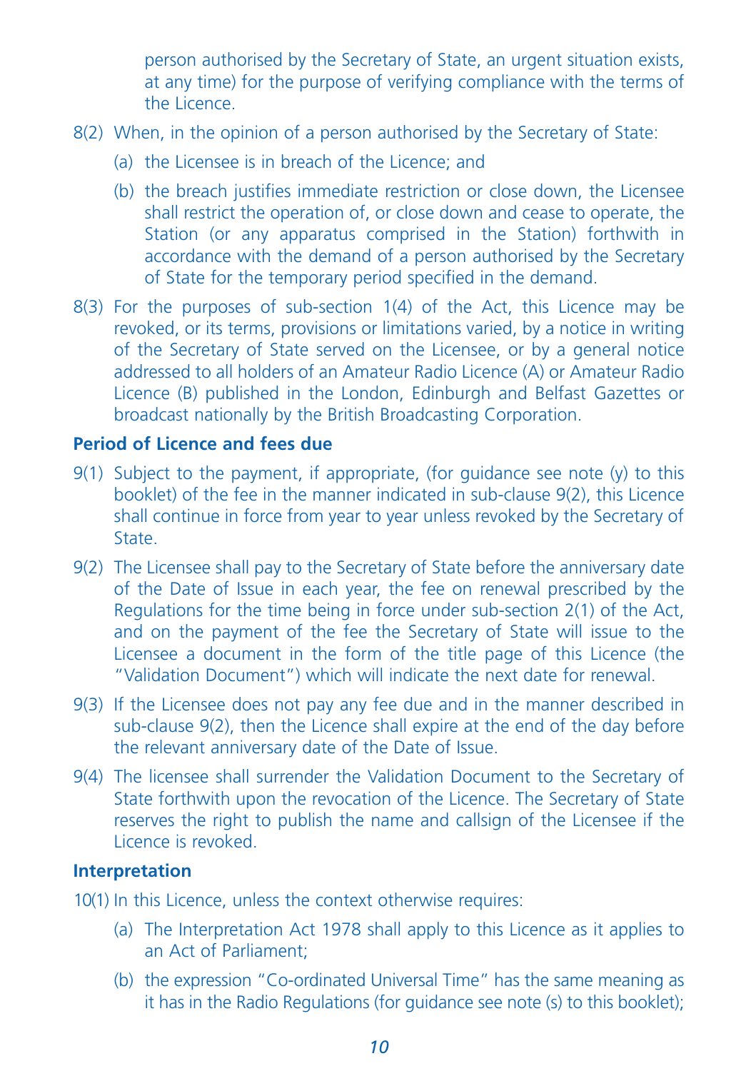person authorised by the Secretary of State, an urgent situation exists, at any time) for the purpose of verifying compliance with the terms of the Licence.

8(2) When, in the opinion of a person authorised by the Secretary of State:

(a) the Licensee is in breach of the Licence; and

(b) the breach justifies immediate restriction or close down, the Licensee shall restrict the operation of, or close down and cease to operate, the Station (or any apparatus comprised in the Station) forthwith in accordance with the demand of a person authorised by the Secretary of State for the temporary period specified in the demand.

8(3) For the purposes of sub-section 1(4) of the Act, this Licence may be revoked, or its terms, provisions or limitations varied, by a notice in writing of the Secretary of State served on the Licensee, or by a general notice addressed to all holders of an Amateur Radio Licence (A) or Amateur Radio Licence (B) published in the London, Edinburgh and Belfast Gazettes or broadcast nationally by the British Broadcasting Corporation.

**Period of Licence and fees due**

9(1) Subject to the payment, if appropriate, (for guidance see note (y) to this booklet) of the fee in the manner indicated in sub-clause 9(2), this Licence shall continue in force from year to year unless revoked by the Secretary of State.

9(2) The Licensee shall pay to the Secretary of State before the anniversary date of the Date of Issue in each year, the fee on renewal prescribed by the Regulations for the time being in force under sub-section 2(1) of the Act, and on the payment of the fee the Secretary of State will issue to the Licensee a document in the form of the title page of this Licence (the "Validation Document") which will indicate the next date for renewal.

9(3) If the Licensee does not pay any fee due and in the manner described in sub-clause 9(2), then the Licence shall expire at the end of the day before the relevant anniversary date of the Date of Issue.

9(4) The licensee shall surrender the Validation Document to the Secretary of State forthwith upon the revocation of the Licence. The Secretary of State reserves the right to publish the name and callsign of the Licensee if the Licence is revoked.

**Interpretation**

10(1) In this Licence, unless the context otherwise requires:

(a) The Interpretation Act 1978 shall apply to this Licence as it applies to an Act of Parliament;

(b) the expression "Co-ordinated Universal Time" has the same meaning as it has in the Radio Regulations (for guidance see note (s) to this booklet);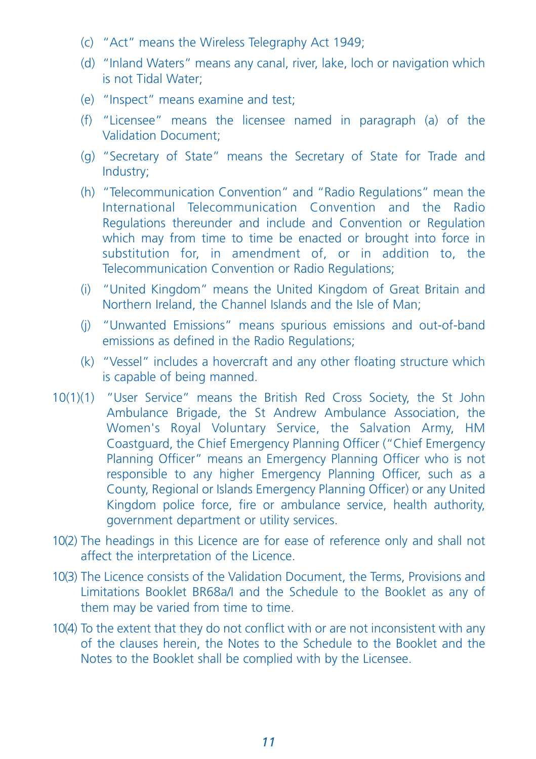(c) "Act" means the Wireless Telegraphy Act 1949;

(d) "Inland Waters" means any canal, river, lake, loch or navigation which is not Tidal Water;

(e) "Inspect" means examine and test;

(f) "Licensee" means the licensee named in paragraph (a) of the Validation Document;

(g) "Secretary of State" means the Secretary of State for Trade and Industry;

(h) "Telecommunication Convention" and "Radio Regulations" mean the International Telecommunication Convention and the Radio Regulations thereunder and include and Convention or Regulation which may from time to time be enacted or brought into force in substitution for, in amendment of, or in addition to, the Telecommunication Convention or Radio Regulations;

(i) "United Kingdom" means the United Kingdom of Great Britain and Northern Ireland, the Channel Islands and the Isle of Man;

(j) "Unwanted Emissions" means spurious emissions and out-of-band emissions as defined in the Radio Regulations;

(k) "Vessel" includes a hovercraft and any other floating structure which is capable of being manned.

10(1)(1) "User Service" means the British Red Cross Society, the St John Ambulance Brigade, the St Andrew Ambulance Association, the Women's Royal Voluntary Service, the Salvation Army, HM Coastguard, the Chief Emergency Planning Officer ("Chief Emergency Planning Officer" means an Emergency Planning Officer who is not responsible to any higher Emergency Planning Officer, such as a County, Regional or Islands Emergency Planning Officer) or any United Kingdom police force, fire or ambulance service, health authority, government department or utility services.

10(2) The headings in this Licence are for ease of reference only and shall not affect the interpretation of the Licence.

10(3) The Licence consists of the Validation Document, the Terms, Provisions and Limitations Booklet BR68a/I and the Schedule to the Booklet as any of them may be varied from time to time.

10(4) To the extent that they do not conflict with or are not inconsistent with any of the clauses herein, the Notes to the Schedule to the Booklet and the Notes to the Booklet shall be complied with by the Licensee.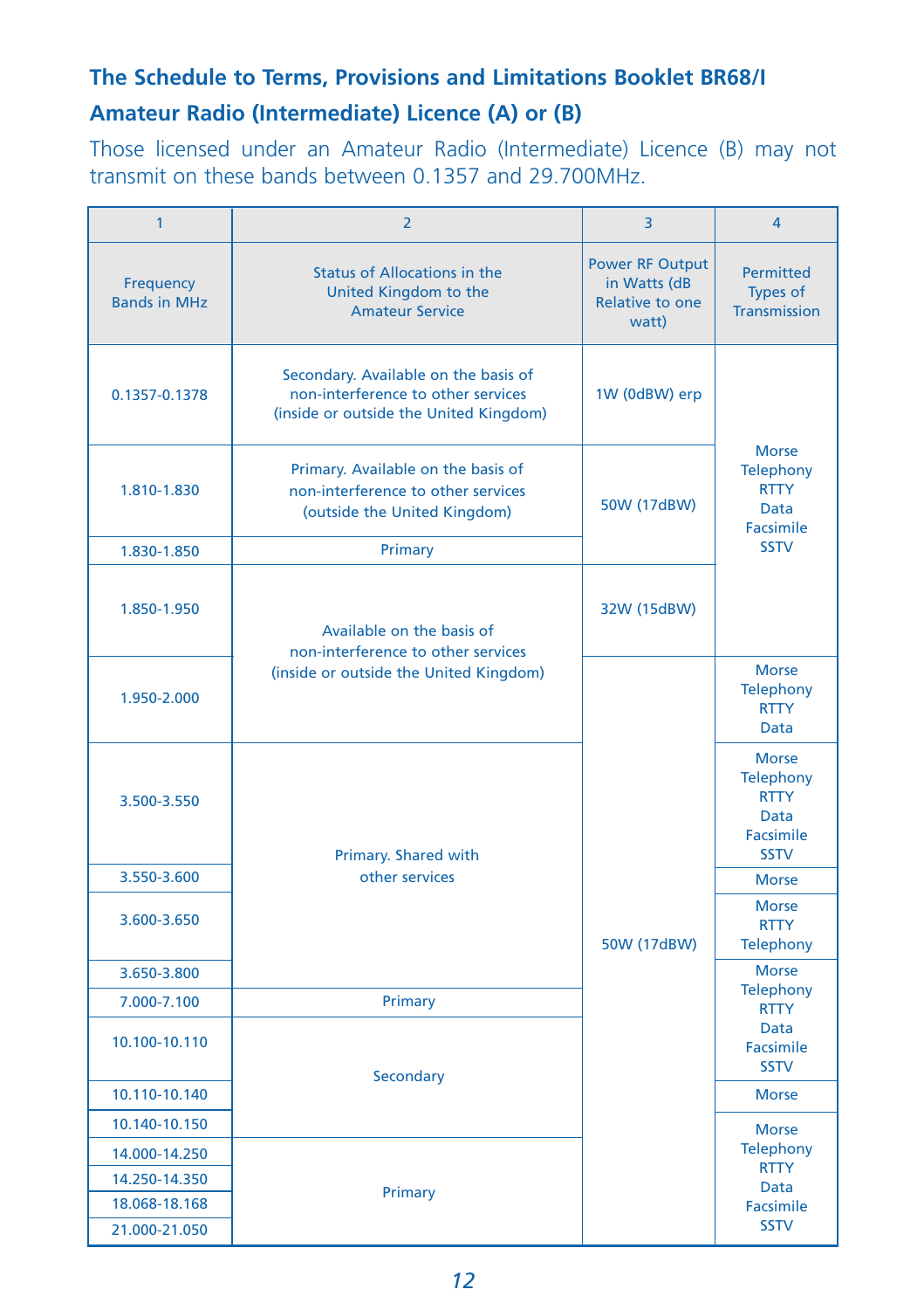## The Schedule to Terms, Provisions and Limitations Booklet BR68/I

## Amateur Radio (Intermediate) Licence (A) or (B)

Those licensed under an Amateur Radio (Intermediate) Licence (B) may not transmit on these bands between 0.1357 and 29.700MHz.

| 1 | 2 | 3 | 4 |
|---|---|---|---|
| Frequency Bands in MHz | Status of Allocations in the United Kingdom to the Amateur Service | Power RF Output in Watts (dB Relative to one watt) | Permitted Types of Transmission |
| 0.1357-0.1378 | Secondary. Available on the basis of non-interference to other services (inside or outside the United Kingdom) | 1W (0dBW) erp | Morse Telephony RTTY Data Facsimile SSTV |
| 1.810-1.830 | Primary. Available on the basis of non-interference to other services (outside the United Kingdom) | 50W (17dBW) | Morse Telephony RTTY Data Facsimile SSTV |
| 1.830-1.850 | Primary | 50W (17dBW) | Morse Telephony RTTY Data Facsimile SSTV |
| 1.850-1.950 | Available on the basis of non-interference to other services (inside or outside the United Kingdom) | 32W (15dBW) | Morse Telephony RTTY Data Facsimile SSTV |
| 1.950-2.000 | Available on the basis of non-interference to other services (inside or outside the United Kingdom) | 50W (17dBW) | Morse Telephony RTTY Data |
| 3.500-3.550 | Primary. Shared with other services | 50W (17dBW) | Morse Telephony RTTY Data Facsimile SSTV |
| 3.550-3.600 | Primary. Shared with other services | 50W (17dBW) | Morse |
| 3.600-3.650 | Primary. Shared with other services | 50W (17dBW) | Morse RTTY Telephony |
| 3.650-3.800 | Primary. Shared with other services | 50W (17dBW) | Morse Telephony RTTY Data Facsimile SSTV |
| 7.000-7.100 | Primary | 50W (17dBW) | Morse Telephony RTTY Data Facsimile SSTV |
| 10.100-10.110 | Secondary | 50W (17dBW) | Morse Telephony RTTY Data Facsimile SSTV |
| 10.110-10.140 | Secondary | 50W (17dBW) | Morse |
| 10.140-10.150 | Secondary | 50W (17dBW) | Morse Telephony RTTY Data Facsimile SSTV |
| 14.000-14.250 | Primary | 50W (17dBW) | Morse Telephony RTTY Data Facsimile SSTV |
| 14.250-14.350 | Primary | 50W (17dBW) | Morse Telephony RTTY Data Facsimile SSTV |
| 18.068-18.168 | Primary | 50W (17dBW) | Morse Telephony RTTY Data Facsimile SSTV |
| 21.000-21.050 | Primary | 50W (17dBW) | Morse Telephony RTTY Data Facsimile SSTV |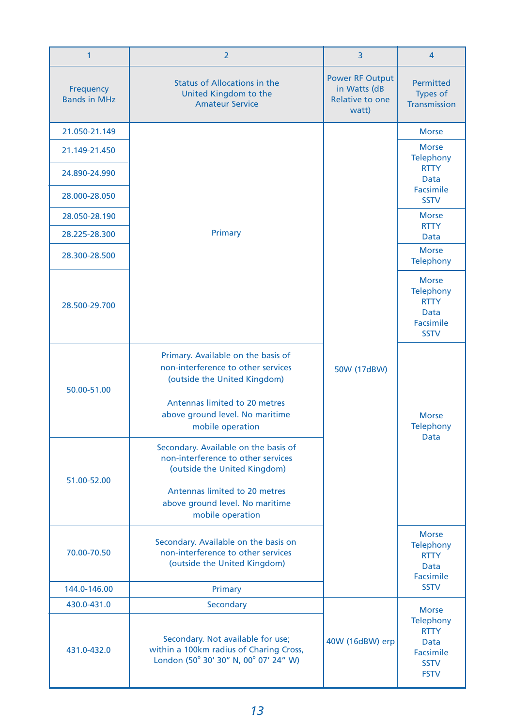| 1 | 2 | 3 | 4 |
|---|---|---|---|
| Frequency Bands in MHz | Status of Allocations in the United Kingdom to the Amateur Service | Power RF Output in Watts (dB Relative to one watt) | Permitted Types of Transmission |
| 21.050-21.149 | Primary | 50W (17dBW) | Morse |
| 21.149-21.450 | Primary | 50W (17dBW) | Morse Telephony RTTY Data Facsimile SSTV |
| 24.890-24.990 | Primary | 50W (17dBW) | Morse Telephony RTTY Data Facsimile SSTV |
| 28.000-28.050 | Primary | 50W (17dBW) | Morse Telephony RTTY Data Facsimile SSTV |
| 28.050-28.190 | Primary | 50W (17dBW) | Morse RTTY Data |
| 28.225-28.300 | Primary | 50W (17dBW) | Morse RTTY Data |
| 28.300-28.500 | Primary | 50W (17dBW) | Morse Telephony |
| 28.500-29.700 | Primary | 50W (17dBW) | Morse Telephony RTTY Data Facsimile SSTV |
| 50.00-51.00 | Primary. Available on the basis of non-interference to other services (outside the United Kingdom) Antennas limited to 20 metres above ground level. No maritime mobile operation | 50W (17dBW) | Morse Telephony Data |
| 51.00-52.00 | Secondary. Available on the basis of non-interference to other services (outside the United Kingdom) Antennas limited to 20 metres above ground level. No maritime mobile operation | 50W (17dBW) | Morse Telephony Data |
| 70.00-70.50 | Secondary. Available on the basis on non-interference to other services (outside the United Kingdom) | 50W (17dBW) | Morse Telephony RTTY Data Facsimile SSTV |
| 144.0-146.00 | Primary | 50W (17dBW) | Morse Telephony RTTY Data Facsimile SSTV |
| 430.0-431.0 | Secondary | 40W (16dBW) erp | Morse Telephony RTTY Data Facsimile SSTV FSTV |
| 431.0-432.0 | Secondary. Not available for use; within a 100km radius of Charing Cross, London (50° 30′ 30″ N, 00° 07′ 24″ W) | 40W (16dBW) erp | Morse Telephony RTTY Data Facsimile SSTV FSTV |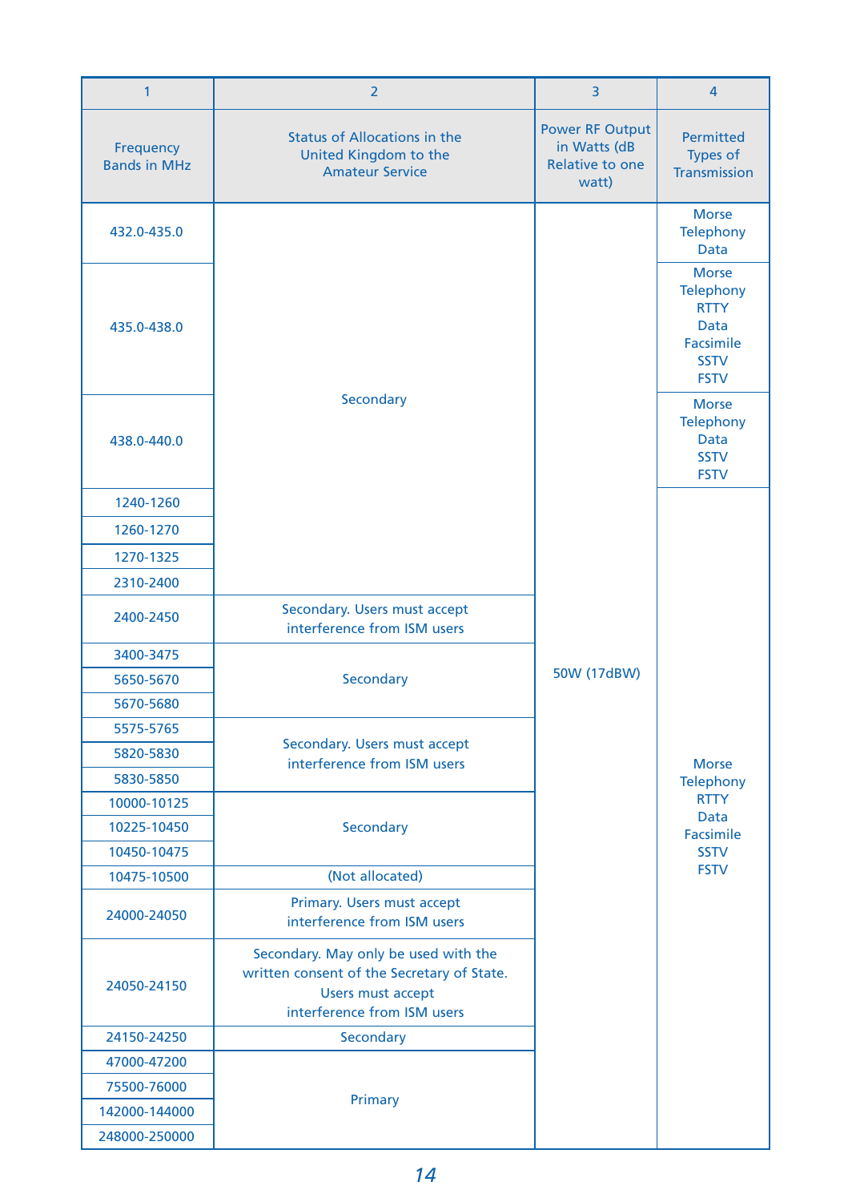| 1 | 2 | 3 | 4 |
|---|---|---|---|
| Frequency Bands in MHz | Status of Allocations in the United Kingdom to the Amateur Service | Power RF Output in Watts (dB Relative to one watt) | Permitted Types of Transmission |
| 432.0-435.0 | Secondary | 50W (17dBW) | Morse<br>Telephony<br>Data |
| 435.0-438.0 | Secondary | 50W (17dBW) | Morse<br>Telephony<br>RTTY<br>Data<br>Facsimile<br>SSTV<br>FSTV |
| 438.0-440.0 | Secondary | 50W (17dBW) | Morse<br>Telephony<br>Data<br>SSTV<br>FSTV |
| 1240-1260 | Secondary | 50W (17dBW) | Morse<br>Telephony<br>RTTY<br>Data<br>Facsimile<br>SSTV<br>FSTV |
| 1260-1270 | Secondary | 50W (17dBW) | Morse<br>Telephony<br>RTTY<br>Data<br>Facsimile<br>SSTV<br>FSTV |
| 1270-1325 | Secondary | 50W (17dBW) | Morse<br>Telephony<br>RTTY<br>Data<br>Facsimile<br>SSTV<br>FSTV |
| 2310-2400 | Secondary | 50W (17dBW) | Morse<br>Telephony<br>RTTY<br>Data<br>Facsimile<br>SSTV<br>FSTV |
| 2400-2450 | Secondary. Users must accept interference from ISM users | 50W (17dBW) | Morse<br>Telephony<br>RTTY<br>Data<br>Facsimile<br>SSTV<br>FSTV |
| 3400-3475 | Secondary | 50W (17dBW) | Morse<br>Telephony<br>RTTY<br>Data<br>Facsimile<br>SSTV<br>FSTV |
| 5650-5670 | Secondary | 50W (17dBW) | Morse<br>Telephony<br>RTTY<br>Data<br>Facsimile<br>SSTV<br>FSTV |
| 5670-5680 | Secondary | 50W (17dBW) | Morse<br>Telephony<br>RTTY<br>Data<br>Facsimile<br>SSTV<br>FSTV |
| 5575-5765 | Secondary. Users must accept interference from ISM users | 50W (17dBW) | Morse<br>Telephony<br>RTTY<br>Data<br>Facsimile<br>SSTV<br>FSTV |
| 5820-5830 | Secondary. Users must accept interference from ISM users | 50W (17dBW) | Morse<br>Telephony<br>RTTY<br>Data<br>Facsimile<br>SSTV<br>FSTV |
| 5830-5850 | Secondary. Users must accept interference from ISM users | 50W (17dBW) | Morse<br>Telephony<br>RTTY<br>Data<br>Facsimile<br>SSTV<br>FSTV |
| 10000-10125 | Secondary | 50W (17dBW) | Morse<br>Telephony<br>RTTY<br>Data<br>Facsimile<br>SSTV<br>FSTV |
| 10225-10450 | Secondary | 50W (17dBW) | Morse<br>Telephony<br>RTTY<br>Data<br>Facsimile<br>SSTV<br>FSTV |
| 10450-10475 | Secondary | 50W (17dBW) | Morse<br>Telephony<br>RTTY<br>Data<br>Facsimile<br>SSTV<br>FSTV |
| 10475-10500 | (Not allocated) | 50W (17dBW) | Morse<br>Telephony<br>RTTY<br>Data<br>Facsimile<br>SSTV<br>FSTV |
| 24000-24050 | Primary. Users must accept interference from ISM users | 50W (17dBW) | Morse<br>Telephony<br>RTTY<br>Data<br>Facsimile<br>SSTV<br>FSTV |
| 24050-24150 | Secondary. May only be used with the written consent of the Secretary of State. Users must accept interference from ISM users | 50W (17dBW) | Morse<br>Telephony<br>RTTY<br>Data<br>Facsimile<br>SSTV<br>FSTV |
| 24150-24250 | Secondary | 50W (17dBW) | Morse<br>Telephony<br>RTTY<br>Data<br>Facsimile<br>SSTV<br>FSTV |
| 47000-47200 | Primary | 50W (17dBW) | Morse<br>Telephony<br>RTTY<br>Data<br>Facsimile<br>SSTV<br>FSTV |
| 75500-76000 | Primary | 50W (17dBW) | Morse<br>Telephony<br>RTTY<br>Data<br>Facsimile<br>SSTV<br>FSTV |
| 142000-144000 | Primary | 50W (17dBW) | Morse<br>Telephony<br>RTTY<br>Data<br>Facsimile<br>SSTV<br>FSTV |
| 248000-250000 | Primary | 50W (17dBW) | Morse<br>Telephony<br>RTTY<br>Data<br>Facsimile<br>SSTV<br>FSTV |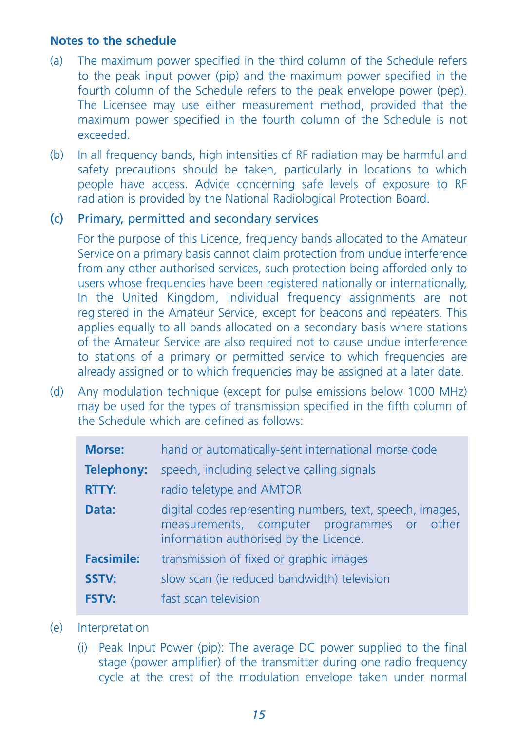### Notes to the schedule

(a) The maximum power specified in the third column of the Schedule refers to the peak input power (pip) and the maximum power specified in the fourth column of the Schedule refers to the peak envelope power (pep). The Licensee may use either measurement method, provided that the maximum power specified in the fourth column of the Schedule is not exceeded.

(b) In all frequency bands, high intensities of RF radiation may be harmful and safety precautions should be taken, particularly in locations to which people have access. Advice concerning safe levels of exposure to RF radiation is provided by the National Radiological Protection Board.

(c) Primary, permitted and secondary services

For the purpose of this Licence, frequency bands allocated to the Amateur Service on a primary basis cannot claim protection from undue interference from any other authorised services, such protection being afforded only to users whose frequencies have been registered nationally or internationally, In the United Kingdom, individual frequency assignments are not registered in the Amateur Service, except for beacons and repeaters. This applies equally to all bands allocated on a secondary basis where stations of the Amateur Service are also required not to cause undue interference to stations of a primary or permitted service to which frequencies are already assigned or to which frequencies may be assigned at a later date.

(d) Any modulation technique (except for pulse emissions below 1000 MHz) may be used for the types of transmission specified in the fifth column of the Schedule which are defined as follows:

| | |
|---|---|
| **Morse:** | hand or automatically-sent international morse code |
| **Telephony:** | speech, including selective calling signals |
| **RTTY:** | radio teletype and AMTOR |
| **Data:** | digital codes representing numbers, text, speech, images, measurements, computer programmes or other information authorised by the Licence. |
| **Facsimile:** | transmission of fixed or graphic images |
| **SSTV:** | slow scan (ie reduced bandwidth) television |
| **FSTV:** | fast scan television |

(e) Interpretation

(i) Peak Input Power (pip): The average DC power supplied to the final stage (power amplifier) of the transmitter during one radio frequency cycle at the crest of the modulation envelope taken under normal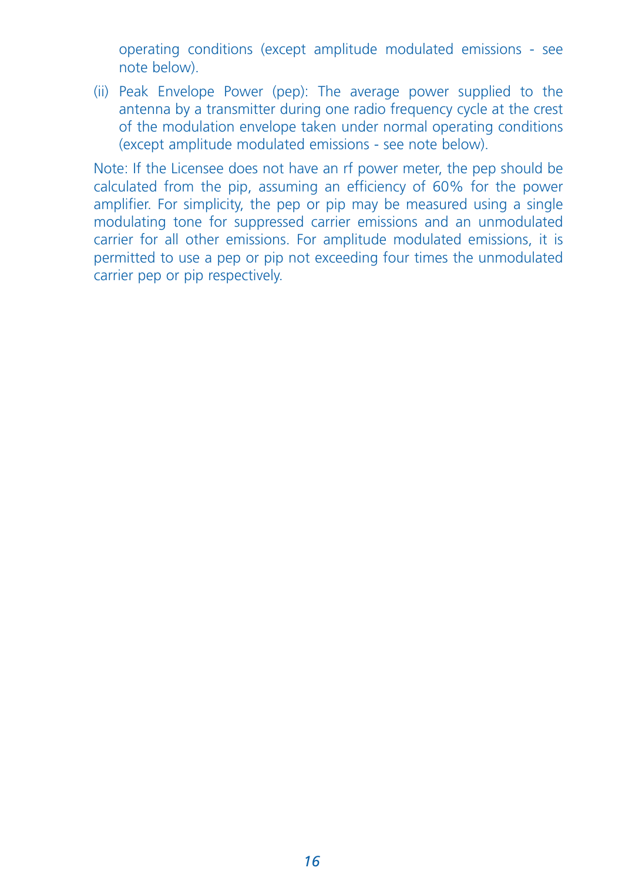operating conditions (except amplitude modulated emissions - see note below).

(ii) Peak Envelope Power (pep): The average power supplied to the antenna by a transmitter during one radio frequency cycle at the crest of the modulation envelope taken under normal operating conditions (except amplitude modulated emissions - see note below).

Note: If the Licensee does not have an rf power meter, the pep should be calculated from the pip, assuming an efficiency of 60% for the power amplifier. For simplicity, the pep or pip may be measured using a single modulating tone for suppressed carrier emissions and an unmodulated carrier for all other emissions. For amplitude modulated emissions, it is permitted to use a pep or pip not exceeding four times the unmodulated carrier pep or pip respectively.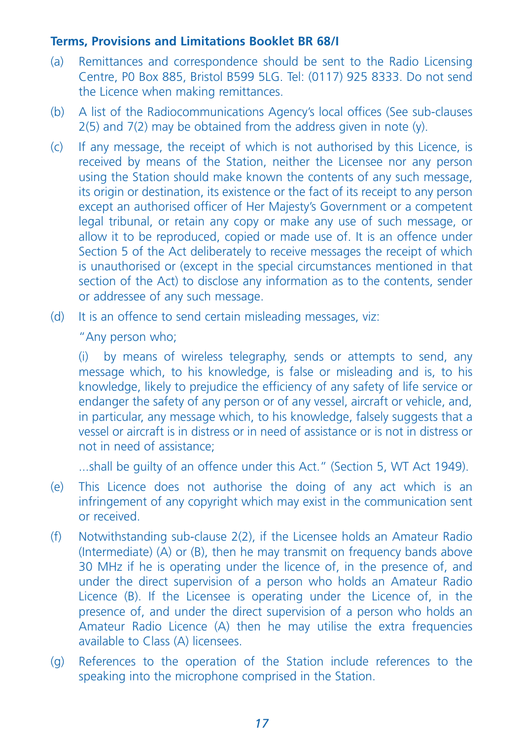**Terms, Provisions and Limitations Booklet BR 68/I**

(a) Remittances and correspondence should be sent to the Radio Licensing Centre, P0 Box 885, Bristol B599 5LG. Tel: (0117) 925 8333. Do not send the Licence when making remittances.

(b) A list of the Radiocommunications Agency's local offices (See sub-clauses 2(5) and 7(2) may be obtained from the address given in note (y).

(c) If any message, the receipt of which is not authorised by this Licence, is received by means of the Station, neither the Licensee nor any person using the Station should make known the contents of any such message, its origin or destination, its existence or the fact of its receipt to any person except an authorised officer of Her Majesty's Government or a competent legal tribunal, or retain any copy or make any use of such message, or allow it to be reproduced, copied or made use of. It is an offence under Section 5 of the Act deliberately to receive messages the receipt of which is unauthorised or (except in the special circumstances mentioned in that section of the Act) to disclose any information as to the contents, sender or addressee of any such message.

(d) It is an offence to send certain misleading messages, viz:

"Any person who;

(i) by means of wireless telegraphy, sends or attempts to send, any message which, to his knowledge, is false or misleading and is, to his knowledge, likely to prejudice the efficiency of any safety of life service or endanger the safety of any person or of any vessel, aircraft or vehicle, and, in particular, any message which, to his knowledge, falsely suggests that a vessel or aircraft is in distress or in need of assistance or is not in distress or not in need of assistance;

...shall be guilty of an offence under this Act." (Section 5, WT Act 1949).

(e) This Licence does not authorise the doing of any act which is an infringement of any copyright which may exist in the communication sent or received.

(f) Notwithstanding sub-clause 2(2), if the Licensee holds an Amateur Radio (Intermediate) (A) or (B), then he may transmit on frequency bands above 30 MHz if he is operating under the licence of, in the presence of, and under the direct supervision of a person who holds an Amateur Radio Licence (B). If the Licensee is operating under the Licence of, in the presence of, and under the direct supervision of a person who holds an Amateur Radio Licence (A) then he may utilise the extra frequencies available to Class (A) licensees.

(g) References to the operation of the Station include references to the speaking into the microphone comprised in the Station.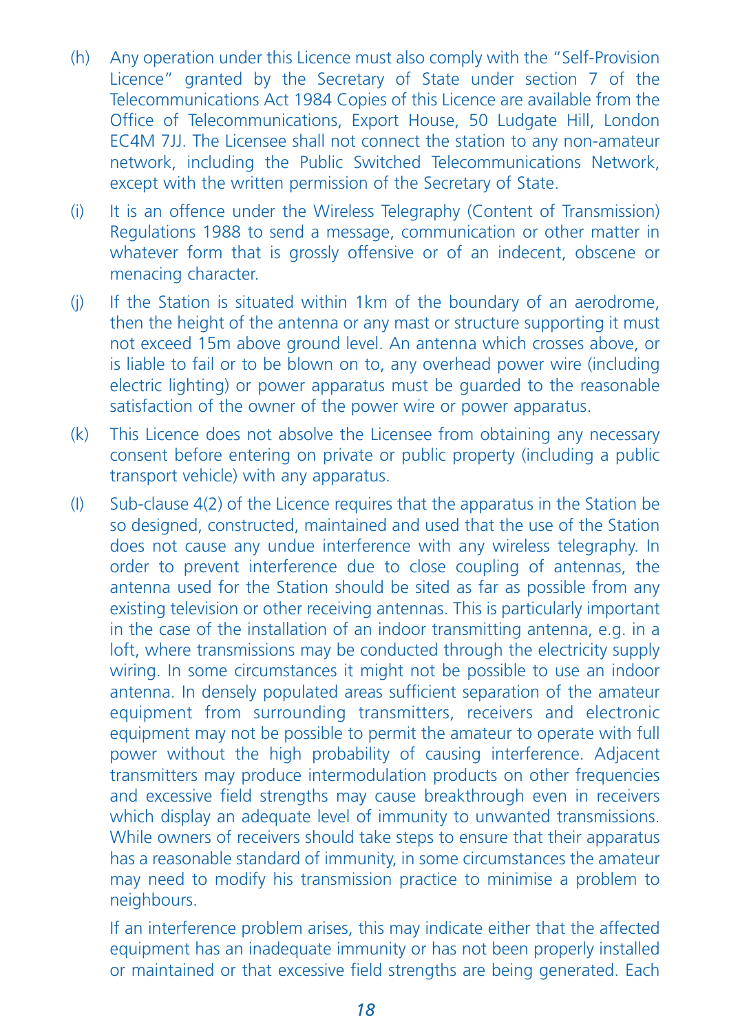(h) Any operation under this Licence must also comply with the "Self-Provision Licence" granted by the Secretary of State under section 7 of the Telecommunications Act 1984 Copies of this Licence are available from the Office of Telecommunications, Export House, 50 Ludgate Hill, London EC4M 7JJ. The Licensee shall not connect the station to any non-amateur network, including the Public Switched Telecommunications Network, except with the written permission of the Secretary of State.

(i) It is an offence under the Wireless Telegraphy (Content of Transmission) Regulations 1988 to send a message, communication or other matter in whatever form that is grossly offensive or of an indecent, obscene or menacing character.

(j) If the Station is situated within 1km of the boundary of an aerodrome, then the height of the antenna or any mast or structure supporting it must not exceed 15m above ground level. An antenna which crosses above, or is liable to fail or to be blown on to, any overhead power wire (including electric lighting) or power apparatus must be guarded to the reasonable satisfaction of the owner of the power wire or power apparatus.

(k) This Licence does not absolve the Licensee from obtaining any necessary consent before entering on private or public property (including a public transport vehicle) with any apparatus.

(l) Sub-clause 4(2) of the Licence requires that the apparatus in the Station be so designed, constructed, maintained and used that the use of the Station does not cause any undue interference with any wireless telegraphy. In order to prevent interference due to close coupling of antennas, the antenna used for the Station should be sited as far as possible from any existing television or other receiving antennas. This is particularly important in the case of the installation of an indoor transmitting antenna, e.g. in a loft, where transmissions may be conducted through the electricity supply wiring. In some circumstances it might not be possible to use an indoor antenna. In densely populated areas sufficient separation of the amateur equipment from surrounding transmitters, receivers and electronic equipment may not be possible to permit the amateur to operate with full power without the high probability of causing interference. Adjacent transmitters may produce intermodulation products on other frequencies and excessive field strengths may cause breakthrough even in receivers which display an adequate level of immunity to unwanted transmissions. While owners of receivers should take steps to ensure that their apparatus has a reasonable standard of immunity, in some circumstances the amateur may need to modify his transmission practice to minimise a problem to neighbours.

If an interference problem arises, this may indicate either that the affected equipment has an inadequate immunity or has not been properly installed or maintained or that excessive field strengths are being generated. Each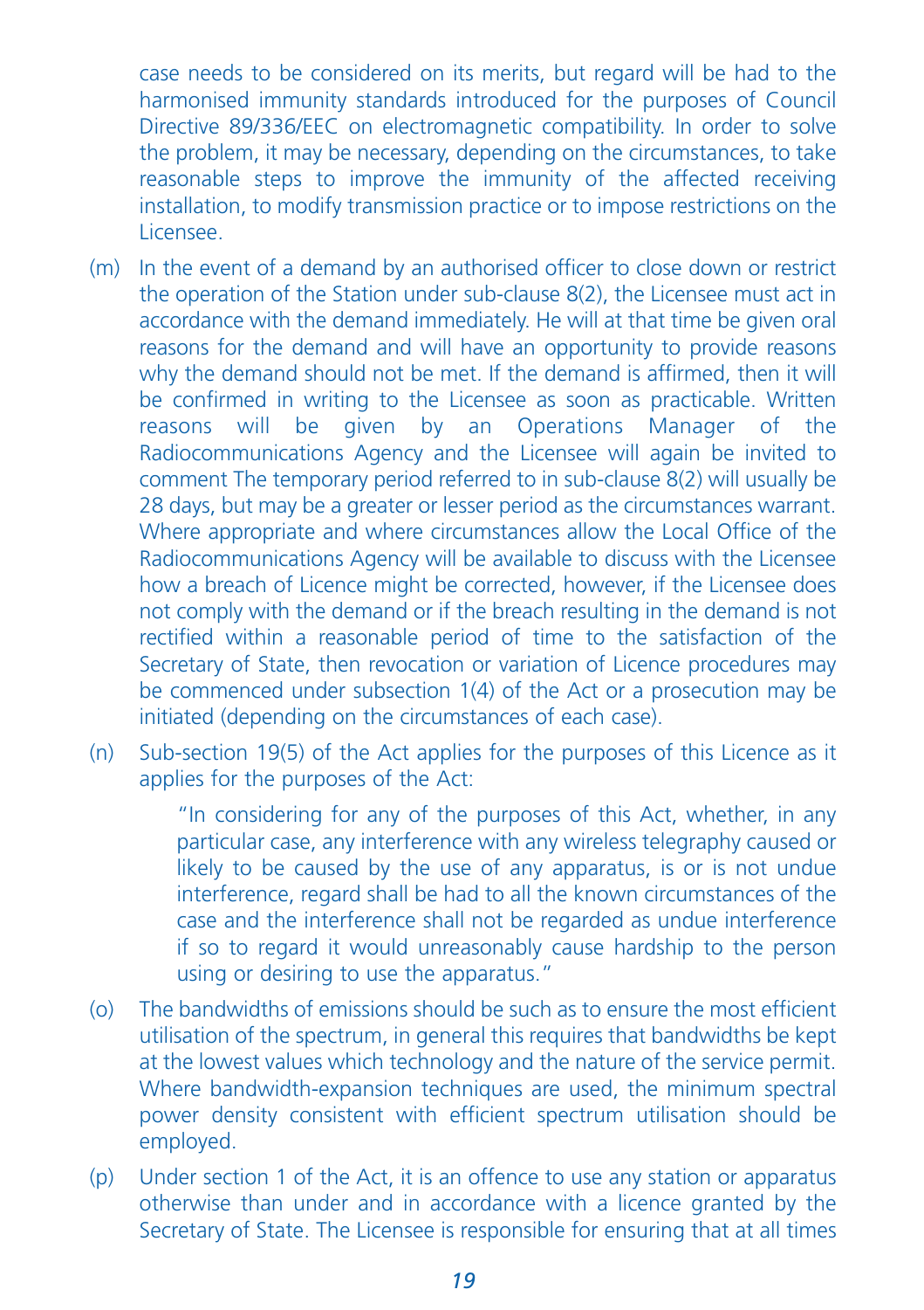case needs to be considered on its merits, but regard will be had to the harmonised immunity standards introduced for the purposes of Council Directive 89/336/EEC on electromagnetic compatibility. In order to solve the problem, it may be necessary, depending on the circumstances, to take reasonable steps to improve the immunity of the affected receiving installation, to modify transmission practice or to impose restrictions on the Licensee.

(m) In the event of a demand by an authorised officer to close down or restrict the operation of the Station under sub-clause 8(2), the Licensee must act in accordance with the demand immediately. He will at that time be given oral reasons for the demand and will have an opportunity to provide reasons why the demand should not be met. If the demand is affirmed, then it will be confirmed in writing to the Licensee as soon as practicable. Written reasons will be given by an Operations Manager of the Radiocommunications Agency and the Licensee will again be invited to comment The temporary period referred to in sub-clause 8(2) will usually be 28 days, but may be a greater or lesser period as the circumstances warrant. Where appropriate and where circumstances allow the Local Office of the Radiocommunications Agency will be available to discuss with the Licensee how a breach of Licence might be corrected, however, if the Licensee does not comply with the demand or if the breach resulting in the demand is not rectified within a reasonable period of time to the satisfaction of the Secretary of State, then revocation or variation of Licence procedures may be commenced under subsection 1(4) of the Act or a prosecution may be initiated (depending on the circumstances of each case).

(n) Sub-section 19(5) of the Act applies for the purposes of this Licence as it applies for the purposes of the Act:

> "In considering for any of the purposes of this Act, whether, in any particular case, any interference with any wireless telegraphy caused or likely to be caused by the use of any apparatus, is or is not undue interference, regard shall be had to all the known circumstances of the case and the interference shall not be regarded as undue interference if so to regard it would unreasonably cause hardship to the person using or desiring to use the apparatus."

(o) The bandwidths of emissions should be such as to ensure the most efficient utilisation of the spectrum, in general this requires that bandwidths be kept at the lowest values which technology and the nature of the service permit. Where bandwidth-expansion techniques are used, the minimum spectral power density consistent with efficient spectrum utilisation should be employed.

(p) Under section 1 of the Act, it is an offence to use any station or apparatus otherwise than under and in accordance with a licence granted by the Secretary of State. The Licensee is responsible for ensuring that at all times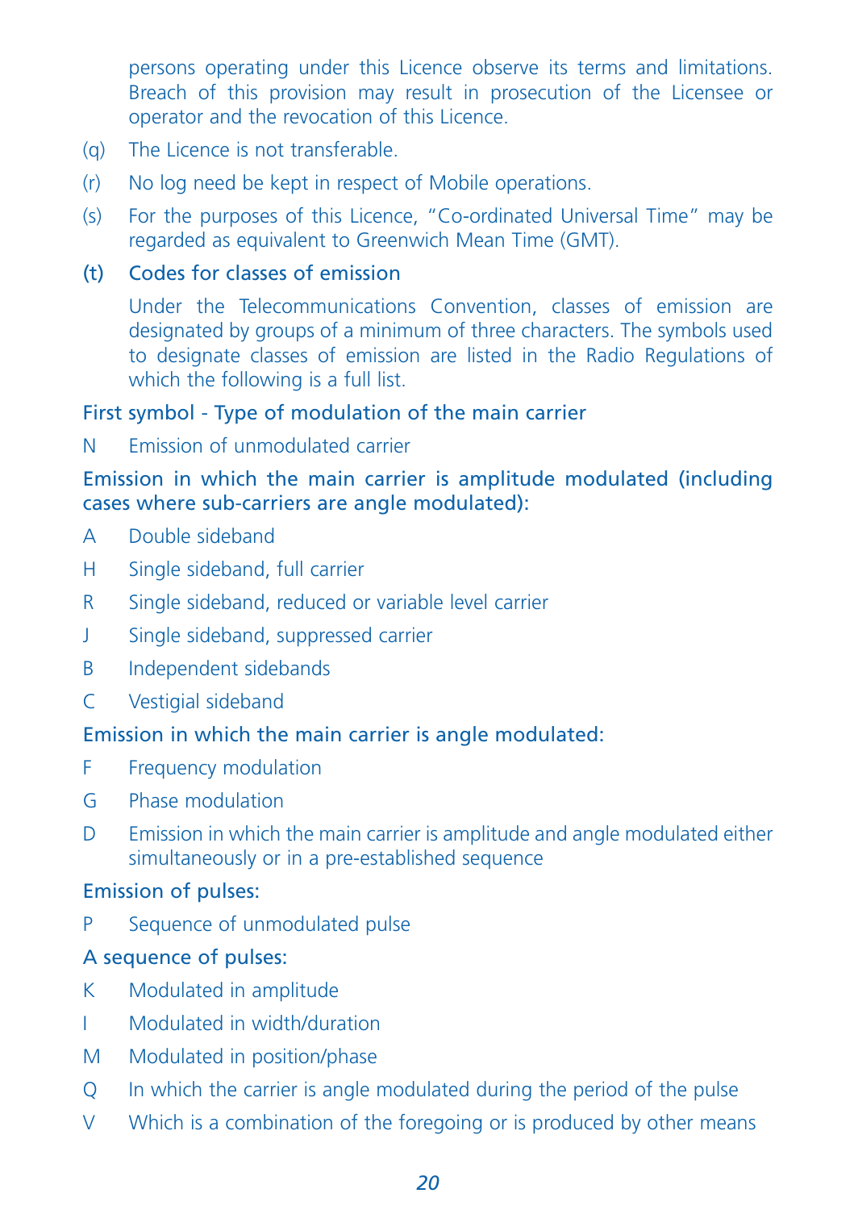persons operating under this Licence observe its terms and limitations. Breach of this provision may result in prosecution of the Licensee or operator and the revocation of this Licence.

(q) The Licence is not transferable.

(r) No log need be kept in respect of Mobile operations.

(s) For the purposes of this Licence, "Co-ordinated Universal Time" may be regarded as equivalent to Greenwich Mean Time (GMT).

(t) **Codes for classes of emission**

Under the Telecommunications Convention, classes of emission are designated by groups of a minimum of three characters. The symbols used to designate classes of emission are listed in the Radio Regulations of which the following is a full list.

**First symbol - Type of modulation of the main carrier**

N Emission of unmodulated carrier

**Emission in which the main carrier is amplitude modulated (including cases where sub-carriers are angle modulated):**

A Double sideband

H Single sideband, full carrier

R Single sideband, reduced or variable level carrier

J Single sideband, suppressed carrier

B Independent sidebands

C Vestigial sideband

**Emission in which the main carrier is angle modulated:**

F Frequency modulation

G Phase modulation

D Emission in which the main carrier is amplitude and angle modulated either simultaneously or in a pre-established sequence

**Emission of pulses:**

P Sequence of unmodulated pulse

**A sequence of pulses:**

K Modulated in amplitude

I Modulated in width/duration

M Modulated in position/phase

Q In which the carrier is angle modulated during the period of the pulse

V Which is a combination of the foregoing or is produced by other means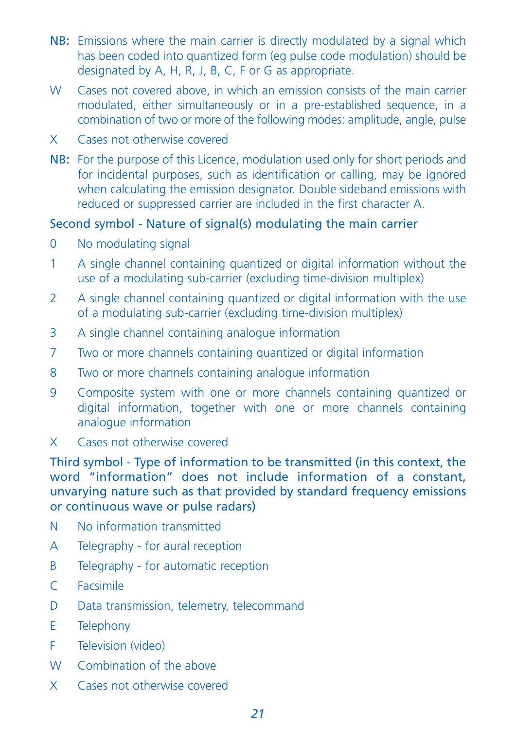**NB:** Emissions where the main carrier is directly modulated by a signal which has been coded into quantized form (eg pulse code modulation) should be designated by A, H, R, J, B, C, F or G as appropriate.

W Cases not covered above, in which an emission consists of the main carrier modulated, either simultaneously or in a pre-established sequence, in a combination of two or more of the following modes: amplitude, angle, pulse

X Cases not otherwise covered

**NB:** For the purpose of this Licence, modulation used only for short periods and for incidental purposes, such as identification or calling, may be ignored when calculating the emission designator. Double sideband emissions with reduced or suppressed carrier are included in the first character A.

### Second symbol - Nature of signal(s) modulating the main carrier

0 No modulating signal

1 A single channel containing quantized or digital information without the use of a modulating sub-carrier (excluding time-division multiplex)

2 A single channel containing quantized or digital information with the use of a modulating sub-carrier (excluding time-division multiplex)

3 A single channel containing analogue information

7 Two or more channels containing quantized or digital information

8 Two or more channels containing analogue information

9 Composite system with one or more channels containing quantized or digital information, together with one or more channels containing analogue information

X Cases not otherwise covered

### Third symbol - Type of information to be transmitted (in this context, the word “information” does not include information of a constant, unvarying nature such as that provided by standard frequency emissions or continuous wave or pulse radars)

N No information transmitted

A Telegraphy - for aural reception

B Telegraphy - for automatic reception

C Facsimile

D Data transmission, telemetry, telecommand

E Telephony

F Television (video)

W Combination of the above

X Cases not otherwise covered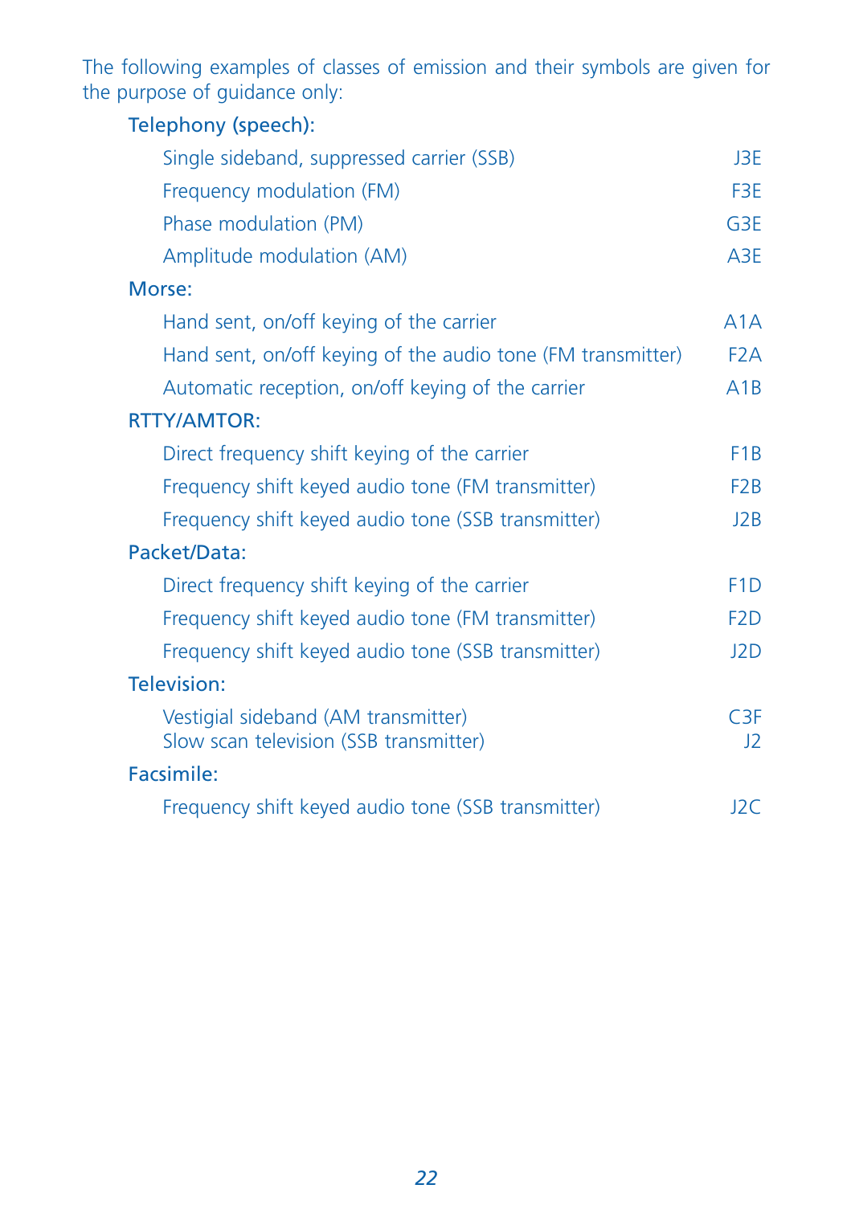The following examples of classes of emission and their symbols are given for the purpose of guidance only:

**Telephony (speech):**

| | |
|---|---|
| Single sideband, suppressed carrier (SSB) | J3E |
| Frequency modulation (FM) | F3E |
| Phase modulation (PM) | G3E |
| Amplitude modulation (AM) | A3E |

**Morse:**

| | |
|---|---|
| Hand sent, on/off keying of the carrier | A1A |
| Hand sent, on/off keying of the audio tone (FM transmitter) | F2A |
| Automatic reception, on/off keying of the carrier | A1B |

**RTTY/AMTOR:**

| | |
|---|---|
| Direct frequency shift keying of the carrier | F1B |
| Frequency shift keyed audio tone (FM transmitter) | F2B |
| Frequency shift keyed audio tone (SSB transmitter) | J2B |

**Packet/Data:**

| | |
|---|---|
| Direct frequency shift keying of the carrier | F1D |
| Frequency shift keyed audio tone (FM transmitter) | F2D |
| Frequency shift keyed audio tone (SSB transmitter) | J2D |

**Television:**

| | |
|---|---|
| Vestigial sideband (AM transmitter) | C3F |
| Slow scan television (SSB transmitter) | J2 |

**Facsimile:**

| | |
|---|---|
| Frequency shift keyed audio tone (SSB transmitter) | J2C |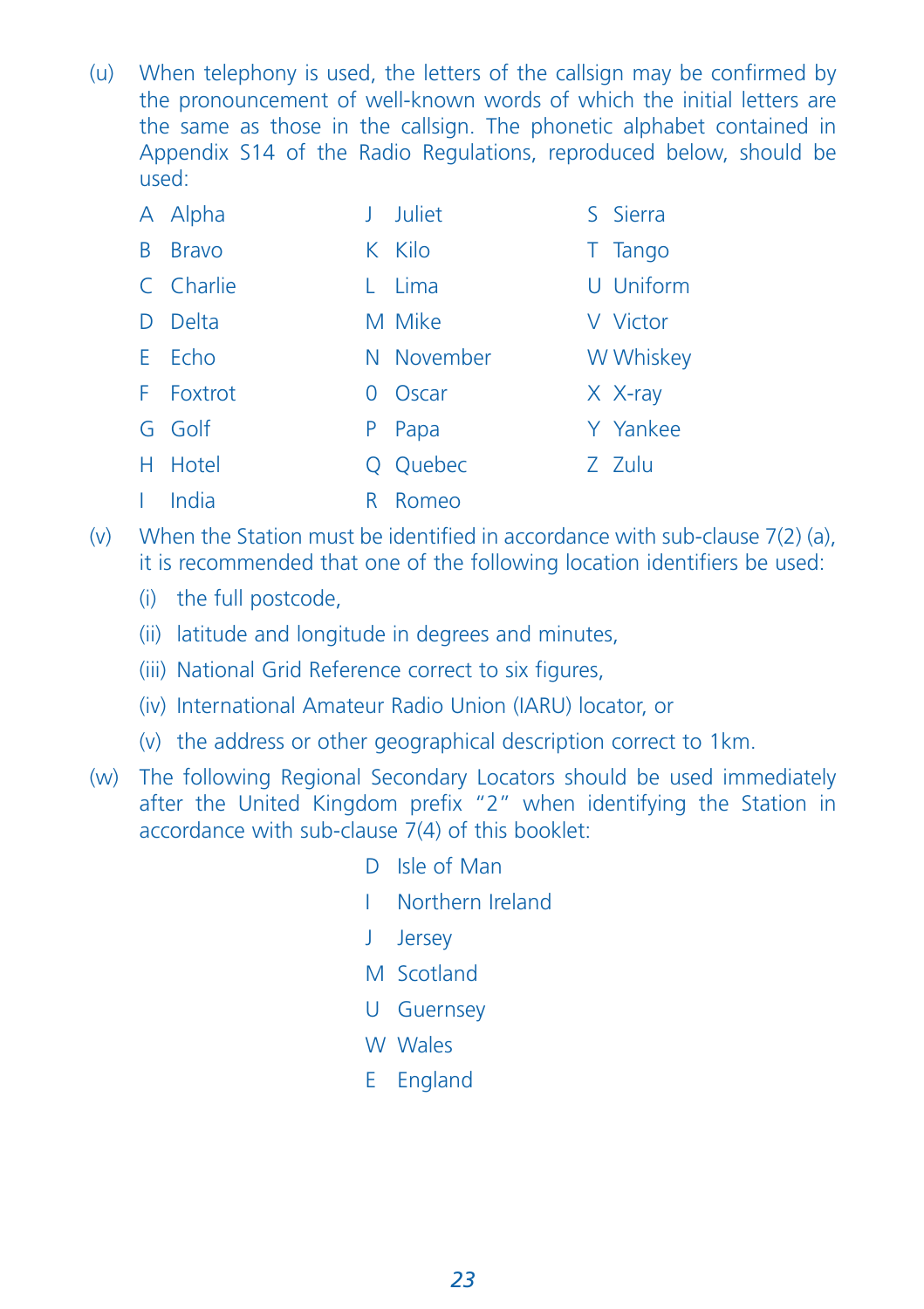(u) When telephony is used, the letters of the callsign may be confirmed by the pronouncement of well-known words of which the initial letters are the same as those in the callsign. The phonetic alphabet contained in Appendix S14 of the Radio Regulations, reproduced below, should be used:

| | | | | | |
|---|---|---|---|---|---|
| A | Alpha | J | Juliet | S | Sierra |
| B | Bravo | K | Kilo | T | Tango |
| C | Charlie | L | Lima | U | Uniform |
| D | Delta | M | Mike | V | Victor |
| E | Echo | N | November | W | Whiskey |
| F | Foxtrot | 0 | Oscar | X | X-ray |
| G | Golf | P | Papa | Y | Yankee |
| H | Hotel | Q | Quebec | Z | Zulu |
| I | India | R | Romeo | | |

(v) When the Station must be identified in accordance with sub-clause 7(2) (a), it is recommended that one of the following location identifiers be used:

(i) the full postcode,

(ii) latitude and longitude in degrees and minutes,

(iii) National Grid Reference correct to six figures,

(iv) International Amateur Radio Union (IARU) locator, or

(v) the address or other geographical description correct to 1km.

(w) The following Regional Secondary Locators should be used immediately after the United Kingdom prefix "2" when identifying the Station in accordance with sub-clause 7(4) of this booklet:

D Isle of Man

I Northern Ireland

J Jersey

M Scotland

U Guernsey

W Wales

E England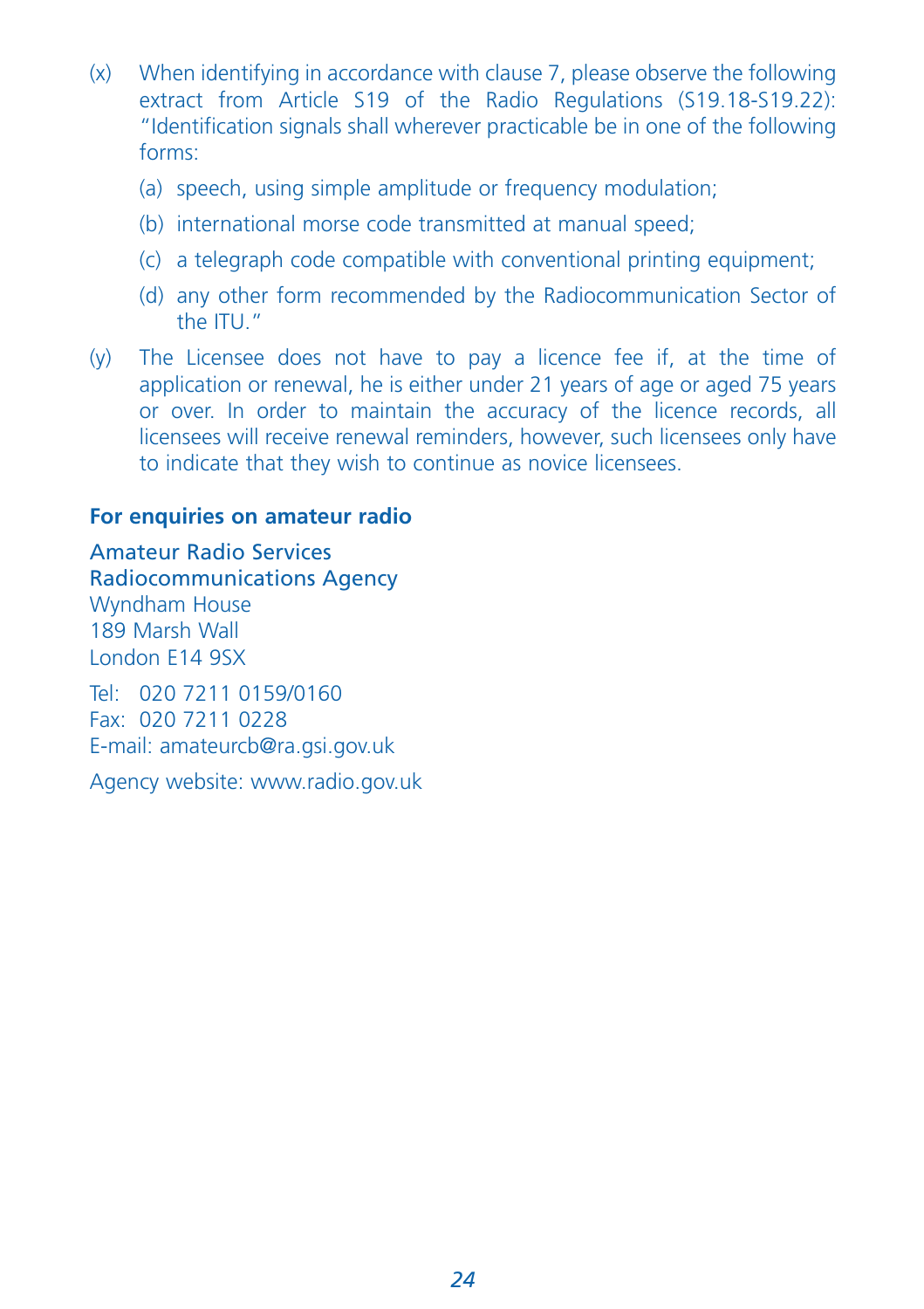(x) When identifying in accordance with clause 7, please observe the following extract from Article S19 of the Radio Regulations (S19.18-S19.22): "Identification signals shall wherever practicable be in one of the following forms:

   (a) speech, using simple amplitude or frequency modulation;

   (b) international morse code transmitted at manual speed;

   (c) a telegraph code compatible with conventional printing equipment;

   (d) any other form recommended by the Radiocommunication Sector of the ITU."

(y) The Licensee does not have to pay a licence fee if, at the time of application or renewal, he is either under 21 years of age or aged 75 years or over. In order to maintain the accuracy of the licence records, all licensees will receive renewal reminders, however, such licensees only have to indicate that they wish to continue as novice licensees.

**For enquiries on amateur radio**

Amateur Radio Services
Radiocommunications Agency
Wyndham House
189 Marsh Wall
London E14 9SX

Tel: 020 7211 0159/0160
Fax: 020 7211 0228
E-mail: amateurcb@ra.gsi.gov.uk

Agency website: www.radio.gov.uk